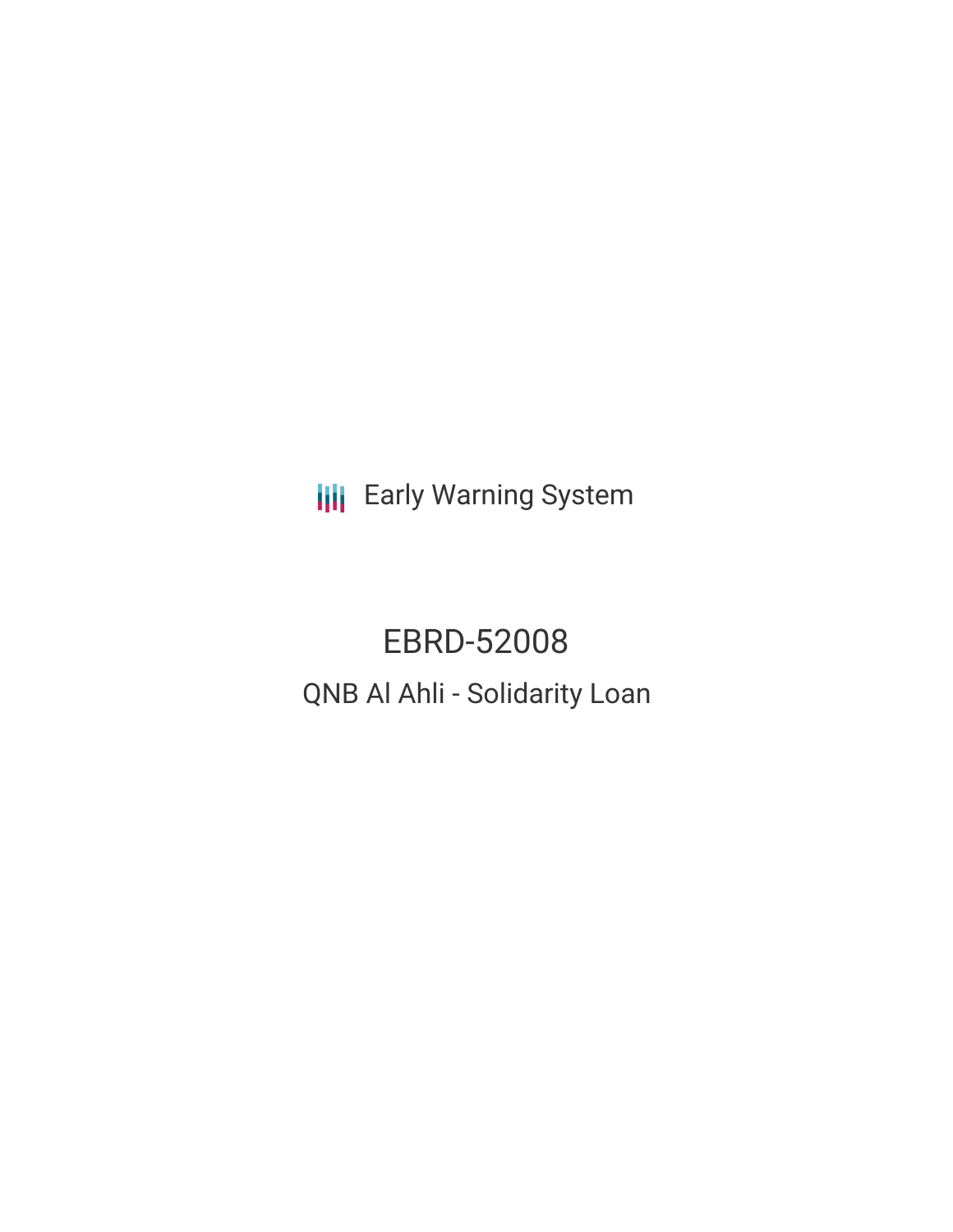Early Warning System

# EBRD-52008

## QNB Al Ahli - Solidarity Loan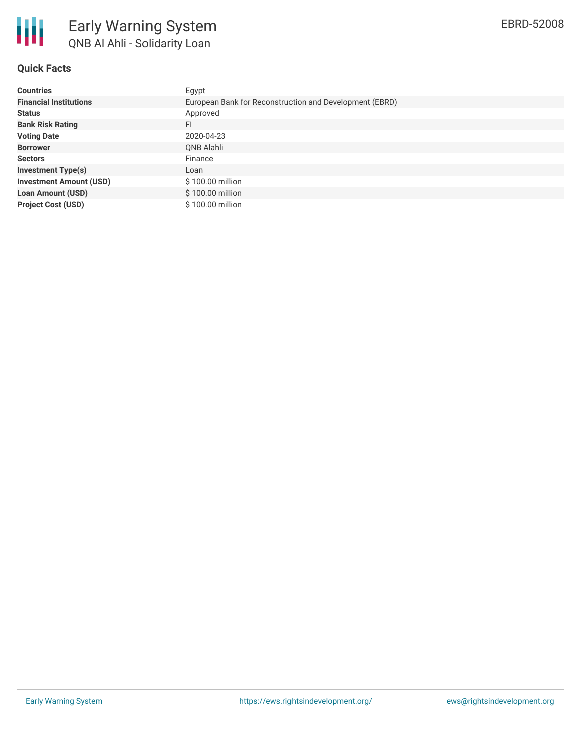# Early Warning System

## QNB Al Ahli - Solidarity Loan

EBRD-52008

### Quick Facts

| | |
|---|---|
| **Countries** | Egypt |
| **Financial Institutions** | European Bank for Reconstruction and Development (EBRD) |
| **Status** | Approved |
| **Bank Risk Rating** | FI |
| **Voting Date** | 2020-04-23 |
| **Borrower** | QNB Alahli |
| **Sectors** | Finance |
| **Investment Type(s)** | Loan |
| **Investment Amount (USD)** | $ 100.00 million |
| **Loan Amount (USD)** | $ 100.00 million |
| **Project Cost (USD)** | $ 100.00 million |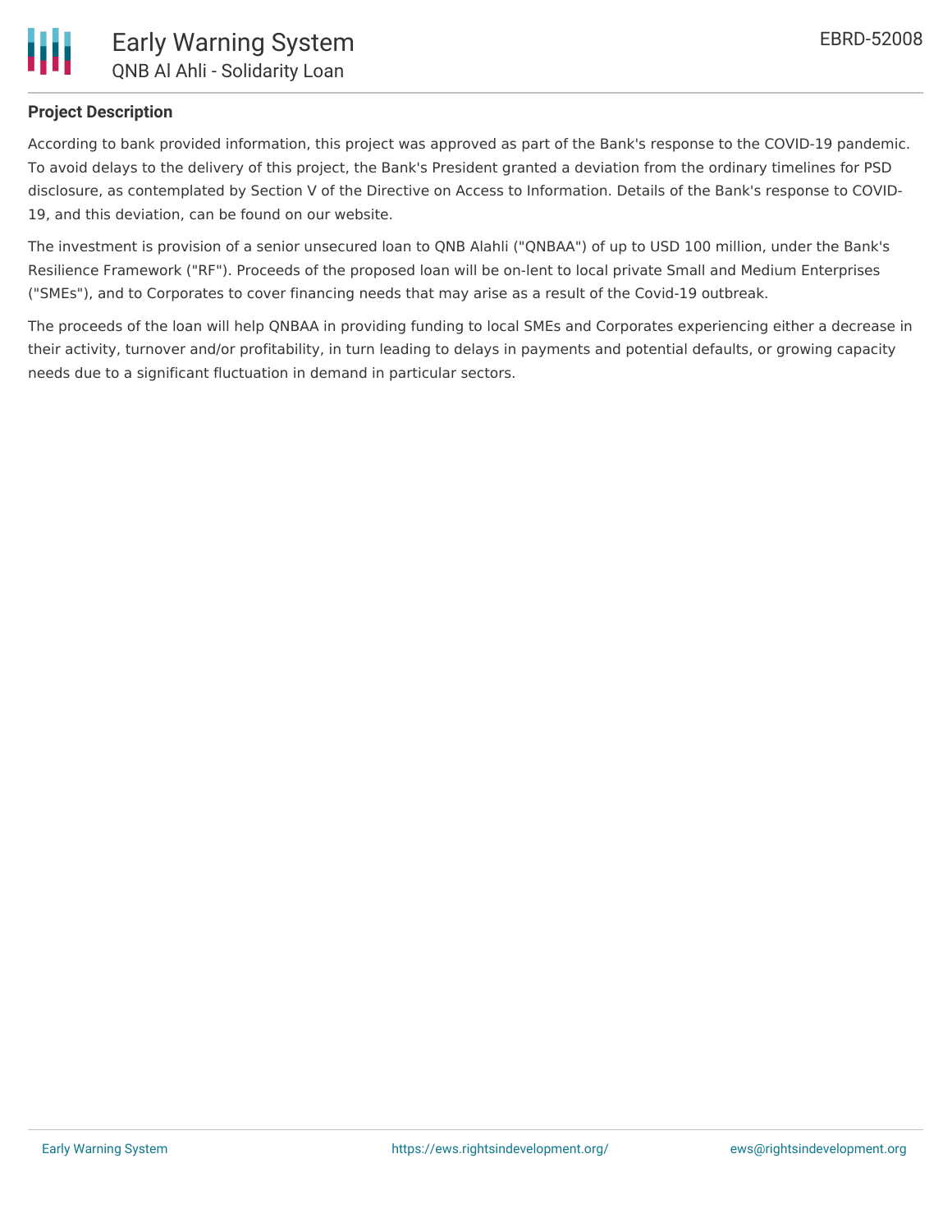### Project Description

According to bank provided information, this project was approved as part of the Bank's response to the COVID-19 pandemic. To avoid delays to the delivery of this project, the Bank's President granted a deviation from the ordinary timelines for PSD disclosure, as contemplated by Section V of the Directive on Access to Information. Details of the Bank's response to COVID-19, and this deviation, can be found on our website.

The investment is provision of a senior unsecured loan to QNB Alahli ("QNBAA") of up to USD 100 million, under the Bank's Resilience Framework ("RF"). Proceeds of the proposed loan will be on-lent to local private Small and Medium Enterprises ("SMEs"), and to Corporates to cover financing needs that may arise as a result of the Covid-19 outbreak.

The proceeds of the loan will help QNBAA in providing funding to local SMEs and Corporates experiencing either a decrease in their activity, turnover and/or profitability, in turn leading to delays in payments and potential defaults, or growing capacity needs due to a significant fluctuation in demand in particular sectors.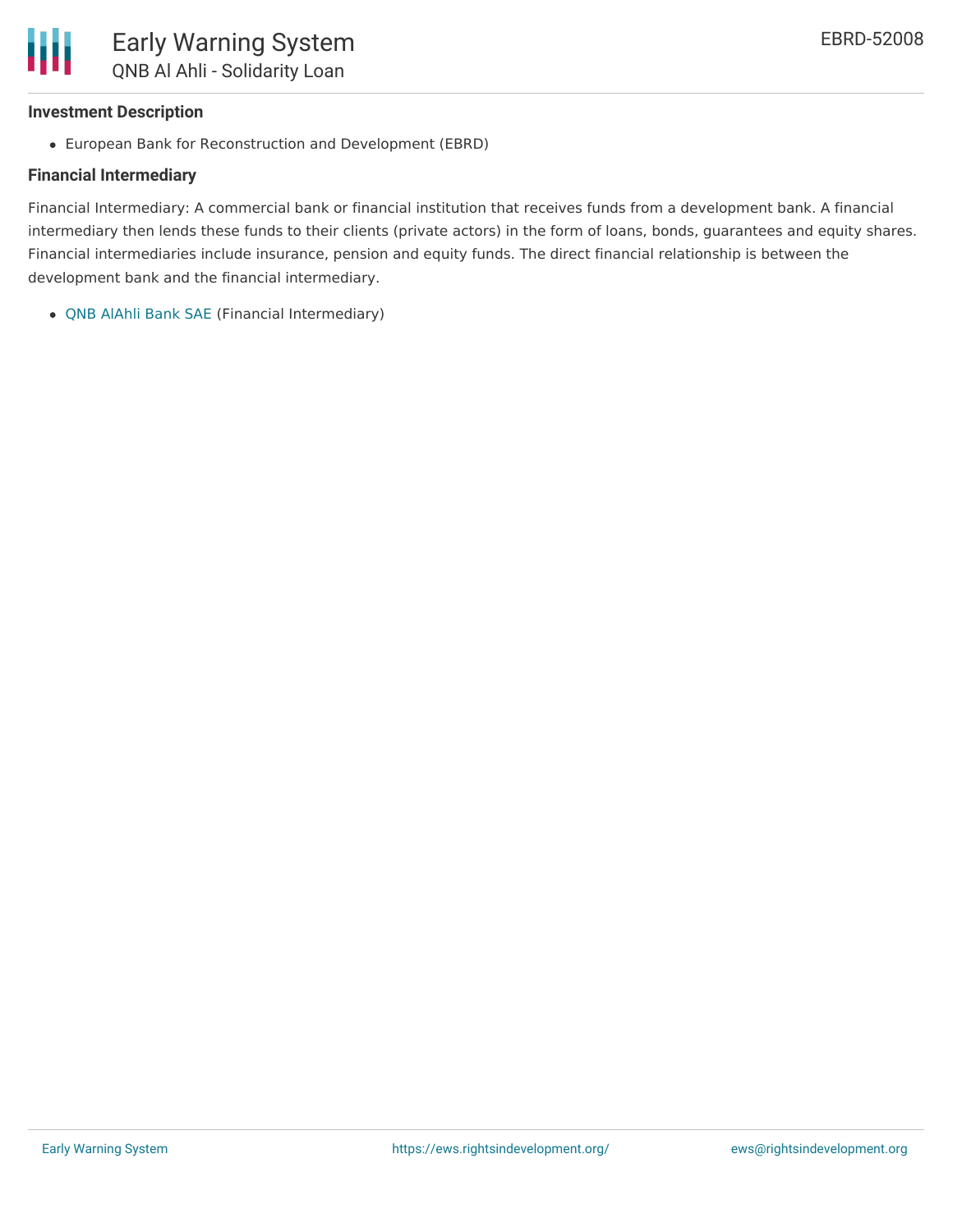**Investment Description**

- European Bank for Reconstruction and Development (EBRD)

**Financial Intermediary**

Financial Intermediary: A commercial bank or financial institution that receives funds from a development bank. A financial intermediary then lends these funds to their clients (private actors) in the form of loans, bonds, guarantees and equity shares. Financial intermediaries include insurance, pension and equity funds. The direct financial relationship is between the development bank and the financial intermediary.

- QNB AlAhli Bank SAE (Financial Intermediary)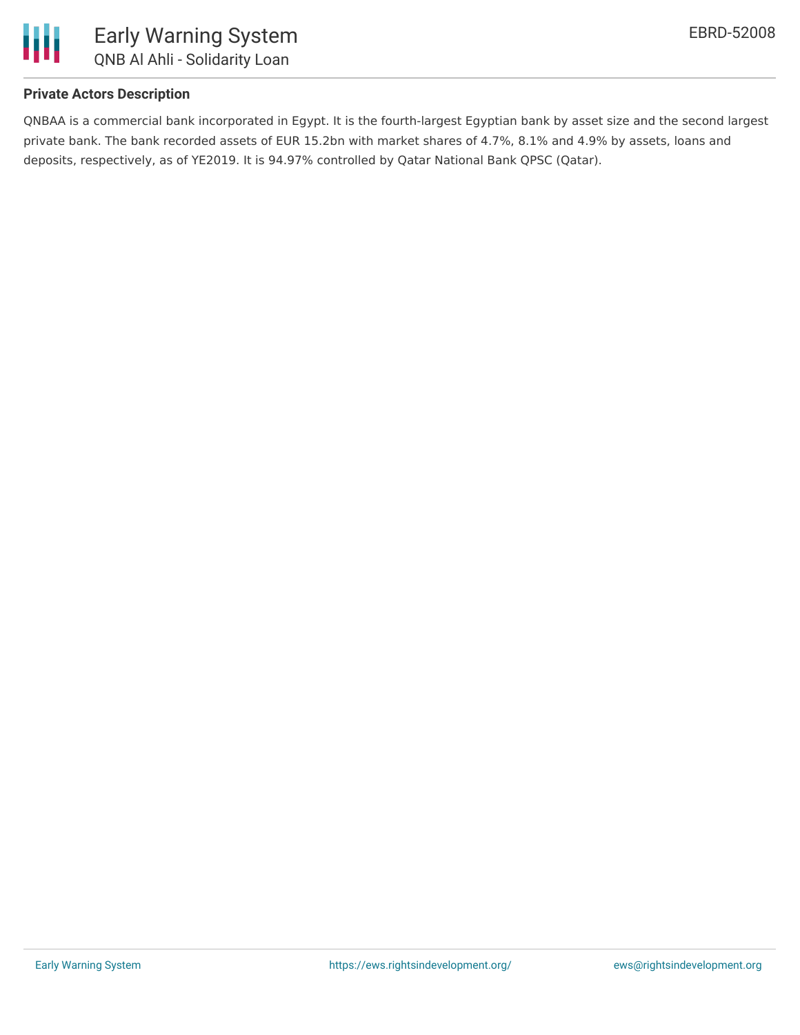### Private Actors Description

QNBAA is a commercial bank incorporated in Egypt. It is the fourth-largest Egyptian bank by asset size and the second largest private bank. The bank recorded assets of EUR 15.2bn with market shares of 4.7%, 8.1% and 4.9% by assets, loans and deposits, respectively, as of YE2019. It is 94.97% controlled by Qatar National Bank QPSC (Qatar).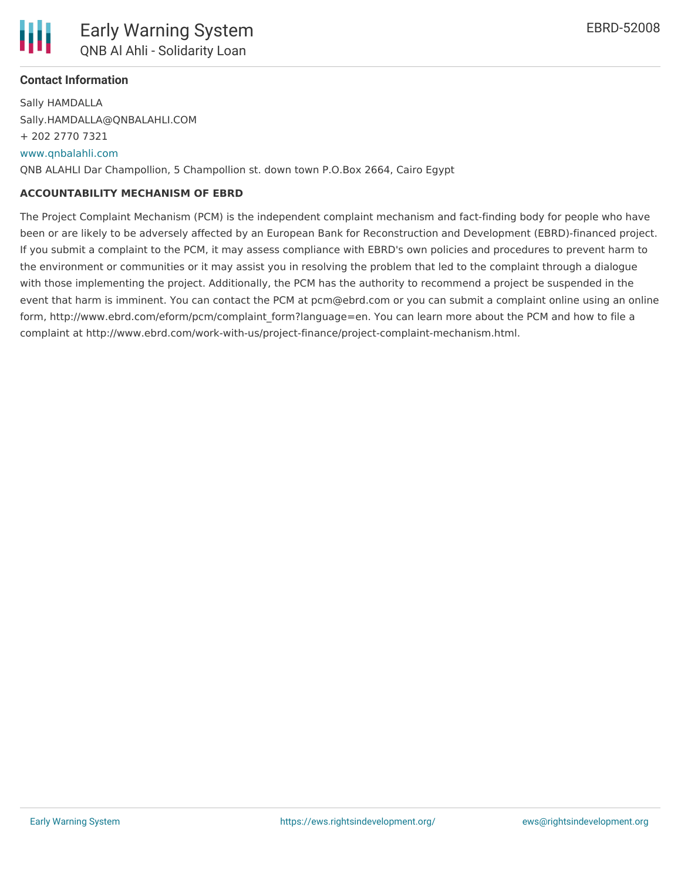**Contact Information**

Sally HAMDALLA

Sally.HAMDALLA@QNBALAHLI.COM

+ 202 2770 7321

www.qnbalahli.com

QNB ALAHLI Dar Champollion, 5 Champollion st. down town P.O.Box 2664, Cairo Egypt

**ACCOUNTABILITY MECHANISM OF EBRD**

The Project Complaint Mechanism (PCM) is the independent complaint mechanism and fact-finding body for people who have been or are likely to be adversely affected by an European Bank for Reconstruction and Development (EBRD)-financed project. If you submit a complaint to the PCM, it may assess compliance with EBRD's own policies and procedures to prevent harm to the environment or communities or it may assist you in resolving the problem that led to the complaint through a dialogue with those implementing the project. Additionally, the PCM has the authority to recommend a project be suspended in the event that harm is imminent. You can contact the PCM at pcm@ebrd.com or you can submit a complaint online using an online form, http://www.ebrd.com/eform/pcm/complaint_form?language=en. You can learn more about the PCM and how to file a complaint at http://www.ebrd.com/work-with-us/project-finance/project-complaint-mechanism.html.